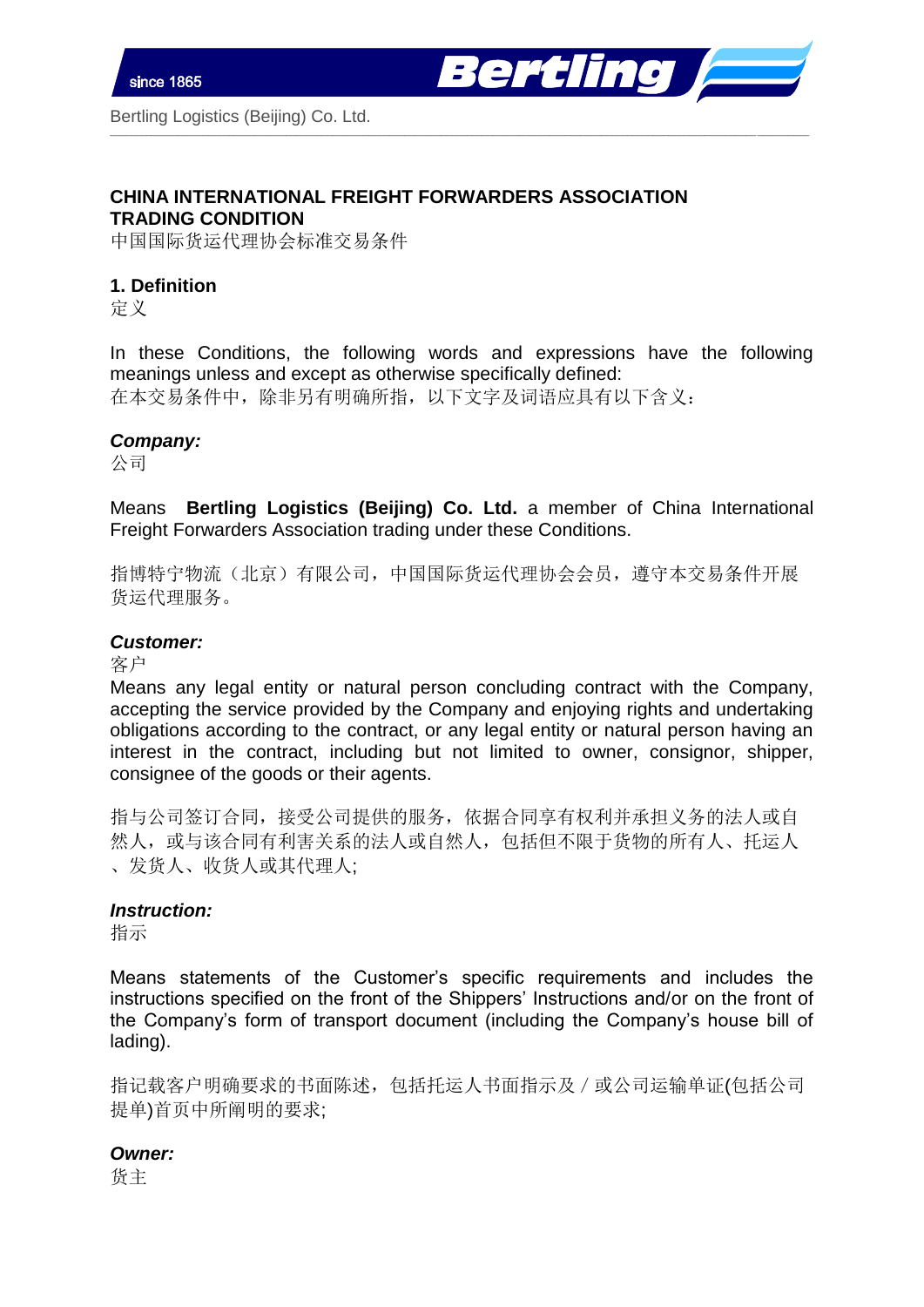# CHINA INTERNATIONAL FREIGHT FORWARDERS ASSOCIATION TRADING CONDITION

中国国际货运代理协会标准交易条件

## 1. Definition

定义

In these Conditions, the following words and expressions have the following meanings unless and except as otherwise specifically defined:
在本交易条件中，除非另有明确所指，以下文字及词语应具有以下含义：

***Company:***

公司

Means **Bertling Logistics (Beijing) Co. Ltd.** a member of China International Freight Forwarders Association trading under these Conditions.

指博特宁物流（北京）有限公司，中国国际货运代理协会会员，遵守本交易条件开展货运代理服务。

***Customer:***

客户

Means any legal entity or natural person concluding contract with the Company, accepting the service provided by the Company and enjoying rights and undertaking obligations according to the contract, or any legal entity or natural person having an interest in the contract, including but not limited to owner, consignor, shipper, consignee of the goods or their agents.

指与公司签订合同，接受公司提供的服务，依据合同享有权利并承担义务的法人或自然人，或与该合同有利害关系的法人或自然人，包括但不限于货物的所有人、托运人、发货人、收货人或其代理人;

***Instruction:***

指示

Means statements of the Customer's specific requirements and includes the instructions specified on the front of the Shippers' Instructions and/or on the front of the Company's form of transport document (including the Company's house bill of lading).

指记载客户明确要求的书面陈述，包括托运人书面指示及 / 或公司运输单证(包括公司提单)首页中所阐明的要求;

***Owner:***

货主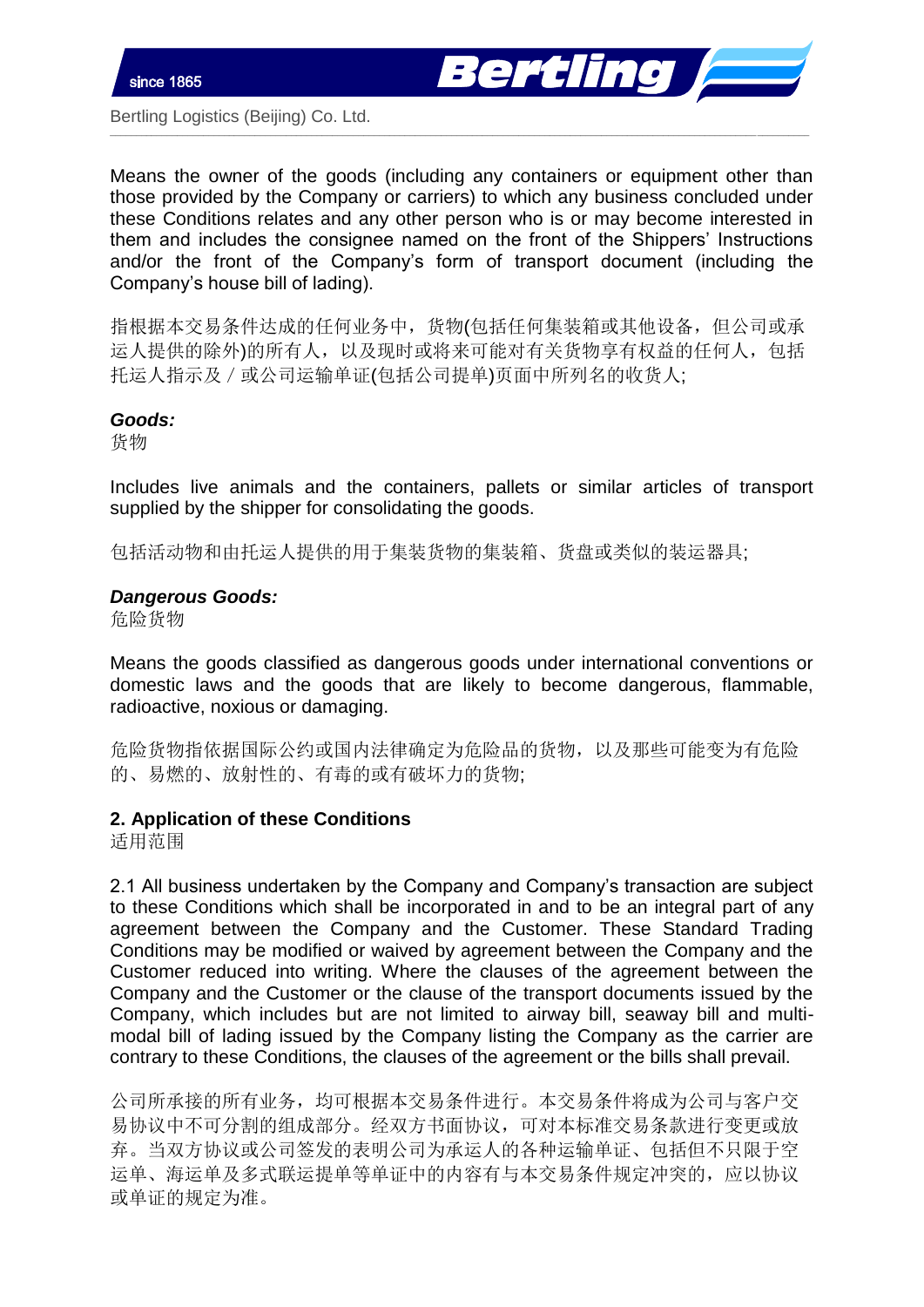Means the owner of the goods (including any containers or equipment other than those provided by the Company or carriers) to which any business concluded under these Conditions relates and any other person who is or may become interested in them and includes the consignee named on the front of the Shippers' Instructions and/or the front of the Company's form of transport document (including the Company's house bill of lading).

指根据本交易条件达成的任何业务中，货物(包括任何集装箱或其他设备，但公司或承运人提供的除外)的所有人，以及现时或将来可能对有关货物享有权益的任何人，包括托运人指示及／或公司运输单证(包括公司提单)页面中所列名的收货人;

***Goods:***
货物

Includes live animals and the containers, pallets or similar articles of transport supplied by the shipper for consolidating the goods.

包括活动物和由托运人提供的用于集装货物的集装箱、货盘或类似的装运器具;

***Dangerous Goods:***
危险货物

Means the goods classified as dangerous goods under international conventions or domestic laws and the goods that are likely to become dangerous, flammable, radioactive, noxious or damaging.

危险货物指依据国际公约或国内法律确定为危险品的货物，以及那些可能变为有危险的、易燃的、放射性的、有毒的或有破坏力的货物;

**2. Application of these Conditions**
适用范围

2.1 All business undertaken by the Company and Company's transaction are subject to these Conditions which shall be incorporated in and to be an integral part of any agreement between the Company and the Customer. These Standard Trading Conditions may be modified or waived by agreement between the Company and the Customer reduced into writing. Where the clauses of the agreement between the Company and the Customer or the clause of the transport documents issued by the Company, which includes but are not limited to airway bill, seaway bill and multi-modal bill of lading issued by the Company listing the Company as the carrier are contrary to these Conditions, the clauses of the agreement or the bills shall prevail.

公司所承接的所有业务，均可根据本交易条件进行。本交易条件将成为公司与客户交易协议中不可分割的组成部分。经双方书面协议，可对本标准交易条款进行变更或放弃。当双方协议或公司签发的表明公司为承运人的各种运输单证、包括但不只限于空运单、海运单及多式联运提单等单证中的内容有与本交易条件规定冲突的，应以协议或单证的规定为准。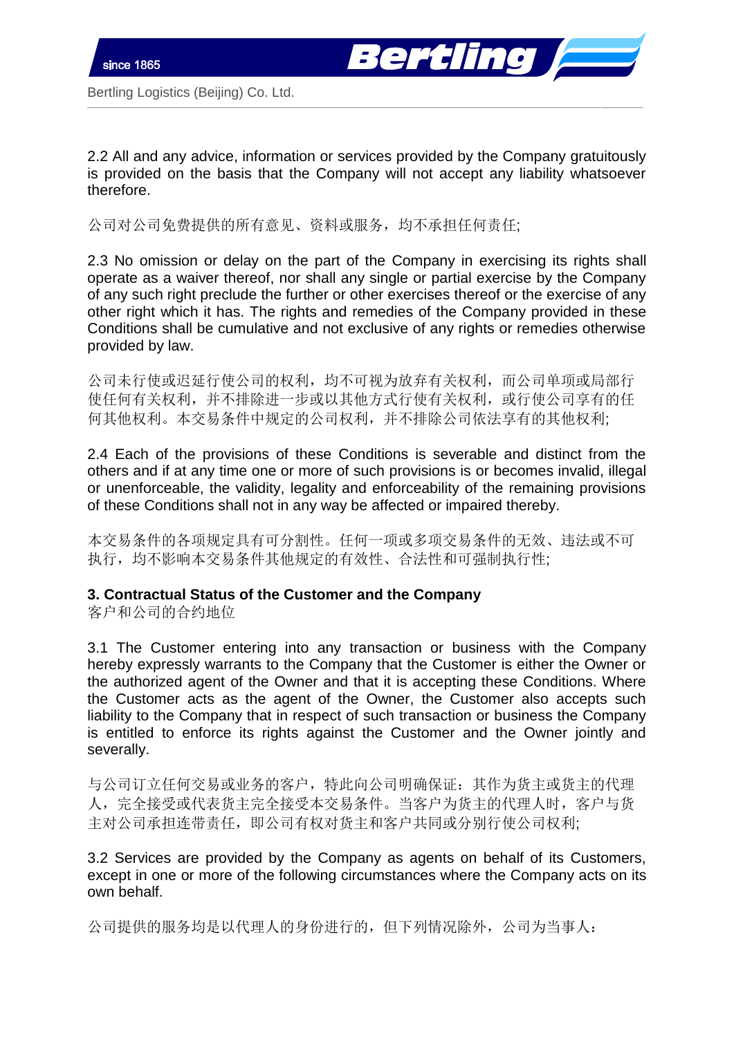2.2 All and any advice, information or services provided by the Company gratuitously is provided on the basis that the Company will not accept any liability whatsoever therefore.

公司对公司免费提供的所有意见、资料或服务，均不承担任何责任;

2.3 No omission or delay on the part of the Company in exercising its rights shall operate as a waiver thereof, nor shall any single or partial exercise by the Company of any such right preclude the further or other exercises thereof or the exercise of any other right which it has. The rights and remedies of the Company provided in these Conditions shall be cumulative and not exclusive of any rights or remedies otherwise provided by law.

公司未行使或迟延行使公司的权利，均不可视为放弃有关权利，而公司单项或局部行使任何有关权利，并不排除进一步或以其他方式行使有关权利，或行使公司享有的任何其他权利。本交易条件中规定的公司权利，并不排除公司依法享有的其他权利;

2.4 Each of the provisions of these Conditions is severable and distinct from the others and if at any time one or more of such provisions is or becomes invalid, illegal or unenforceable, the validity, legality and enforceability of the remaining provisions of these Conditions shall not in any way be affected or impaired thereby.

本交易条件的各项规定具有可分割性。任何一项或多项交易条件的无效、违法或不可执行，均不影响本交易条件其他规定的有效性、合法性和可强制执行性;

**3. Contractual Status of the Customer and the Company**
客户和公司的合约地位

3.1 The Customer entering into any transaction or business with the Company hereby expressly warrants to the Company that the Customer is either the Owner or the authorized agent of the Owner and that it is accepting these Conditions. Where the Customer acts as the agent of the Owner, the Customer also accepts such liability to the Company that in respect of such transaction or business the Company is entitled to enforce its rights against the Customer and the Owner jointly and severally.

与公司订立任何交易或业务的客户，特此向公司明确保证：其作为货主或货主的代理人，完全接受或代表货主完全接受本交易条件。当客户为货主的代理人时，客户与货主对公司承担连带责任，即公司有权对货主和客户共同或分别行使公司权利;

3.2 Services are provided by the Company as agents on behalf of its Customers, except in one or more of the following circumstances where the Company acts on its own behalf.

公司提供的服务均是以代理人的身份进行的，但下列情况除外，公司为当事人：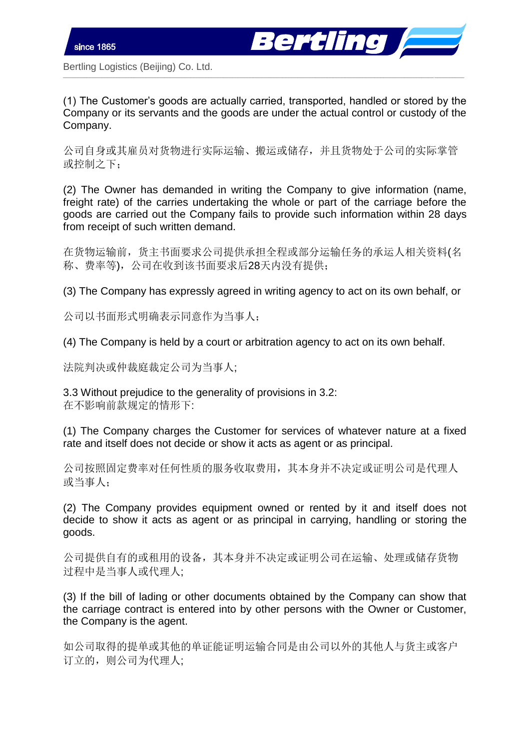(1) The Customer's goods are actually carried, transported, handled or stored by the Company or its servants and the goods are under the actual control or custody of the Company.

公司自身或其雇员对货物进行实际运输、搬运或储存，并且货物处于公司的实际掌管或控制之下；

(2) The Owner has demanded in writing the Company to give information (name, freight rate) of the carries undertaking the whole or part of the carriage before the goods are carried out the Company fails to provide such information within 28 days from receipt of such written demand.

在货物运输前，货主书面要求公司提供承担全程或部分运输任务的承运人相关资料(名称、费率等)，公司在收到该书面要求后28天内没有提供；

(3) The Company has expressly agreed in writing agency to act on its own behalf, or

公司以书面形式明确表示同意作为当事人；

(4) The Company is held by a court or arbitration agency to act on its own behalf.

法院判决或仲裁庭裁定公司为当事人;

3.3 Without prejudice to the generality of provisions in 3.2:
在不影响前款规定的情形下:

(1) The Company charges the Customer for services of whatever nature at a fixed rate and itself does not decide or show it acts as agent or as principal.

公司按照固定费率对任何性质的服务收取费用，其本身并不决定或证明公司是代理人或当事人；

(2) The Company provides equipment owned or rented by it and itself does not decide to show it acts as agent or as principal in carrying, handling or storing the goods.

公司提供自有的或租用的设备，其本身并不决定或证明公司在运输、处理或储存货物过程中是当事人或代理人;

(3) If the bill of lading or other documents obtained by the Company can show that the carriage contract is entered into by other persons with the Owner or Customer, the Company is the agent.

如公司取得的提单或其他的单证能证明运输合同是由公司以外的其他人与货主或客户订立的，则公司为代理人;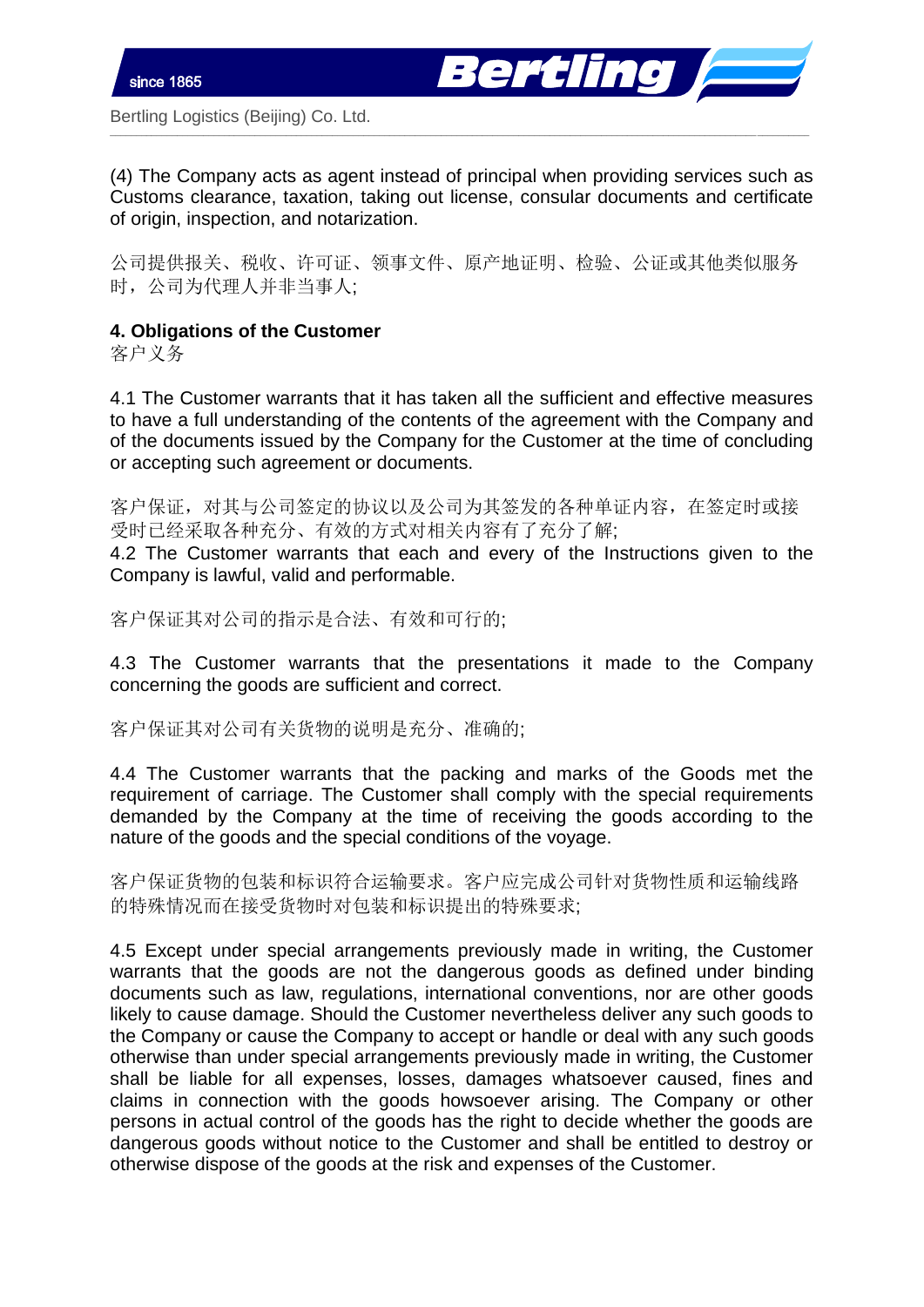(4) The Company acts as agent instead of principal when providing services such as Customs clearance, taxation, taking out license, consular documents and certificate of origin, inspection, and notarization.

公司提供报关、税收、许可证、领事文件、原产地证明、检验、公证或其他类似服务时，公司为代理人并非当事人;

**4. Obligations of the Customer**
客户义务

4.1 The Customer warrants that it has taken all the sufficient and effective measures to have a full understanding of the contents of the agreement with the Company and of the documents issued by the Company for the Customer at the time of concluding or accepting such agreement or documents.

客户保证，对其与公司签定的协议以及公司为其签发的各种单证内容，在签定时或接受时已经采取各种充分、有效的方式对相关内容有了充分了解;

4.2 The Customer warrants that each and every of the Instructions given to the Company is lawful, valid and performable.

客户保证其对公司的指示是合法、有效和可行的;

4.3 The Customer warrants that the presentations it made to the Company concerning the goods are sufficient and correct.

客户保证其对公司有关货物的说明是充分、准确的;

4.4 The Customer warrants that the packing and marks of the Goods met the requirement of carriage. The Customer shall comply with the special requirements demanded by the Company at the time of receiving the goods according to the nature of the goods and the special conditions of the voyage.

客户保证货物的包装和标识符合运输要求。客户应完成公司针对货物性质和运输线路的特殊情况而在接受货物时对包装和标识提出的特殊要求;

4.5 Except under special arrangements previously made in writing, the Customer warrants that the goods are not the dangerous goods as defined under binding documents such as law, regulations, international conventions, nor are other goods likely to cause damage. Should the Customer nevertheless deliver any such goods to the Company or cause the Company to accept or handle or deal with any such goods otherwise than under special arrangements previously made in writing, the Customer shall be liable for all expenses, losses, damages whatsoever caused, fines and claims in connection with the goods howsoever arising. The Company or other persons in actual control of the goods has the right to decide whether the goods are dangerous goods without notice to the Customer and shall be entitled to destroy or otherwise dispose of the goods at the risk and expenses of the Customer.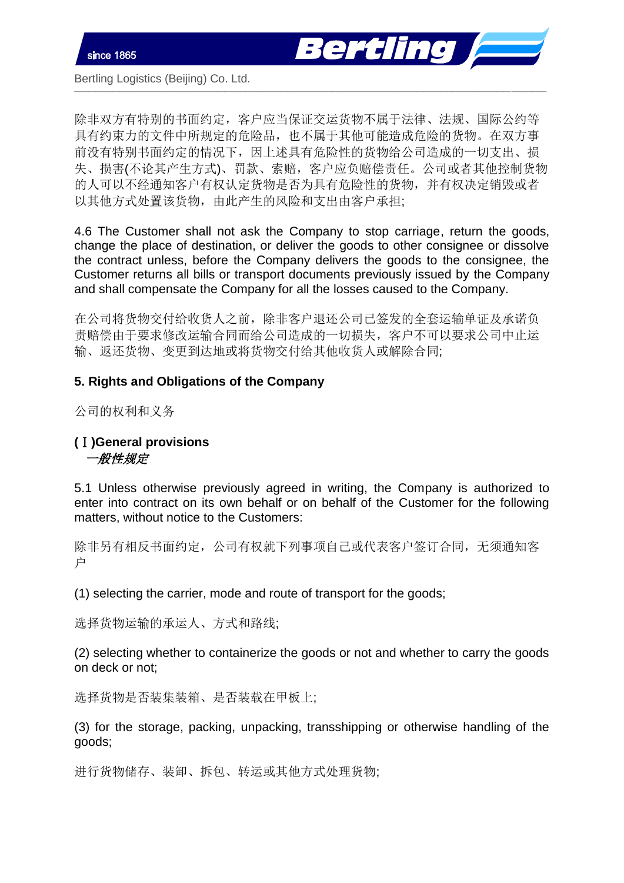除非双方有特别的书面约定，客户应当保证交运货物不属于法律、法规、国际公约等具有约束力的文件中所规定的危险品，也不属于其他可能造成危险的货物。在双方事前没有特别书面约定的情况下，因上述具有危险性的货物给公司造成的一切支出、损失、损害(不论其产生方式)、罚款、索赔，客户应负赔偿责任。公司或者其他控制货物的人可以不经通知客户有权认定货物是否为具有危险性的货物，并有权决定销毁或者以其他方式处置该货物，由此产生的风险和支出由客户承担;

4.6 The Customer shall not ask the Company to stop carriage, return the goods, change the place of destination, or deliver the goods to other consignee or dissolve the contract unless, before the Company delivers the goods to the consignee, the Customer returns all bills or transport documents previously issued by the Company and shall compensate the Company for all the losses caused to the Company.

在公司将货物交付给收货人之前，除非客户退还公司已签发的全套运输单证及承诺负责赔偿由于要求修改运输合同而给公司造成的一切损失，客户不可以要求公司中止运输、返还货物、变更到达地或将货物交付给其他收货人或解除合同;

## 5. Rights and Obligations of the Company

公司的权利和义务

### (Ⅰ)General provisions

***一般性规定***

5.1 Unless otherwise previously agreed in writing, the Company is authorized to enter into contract on its own behalf or on behalf of the Customer for the following matters, without notice to the Customers:

除非另有相反书面约定，公司有权就下列事项自己或代表客户签订合同，无须通知客户

(1) selecting the carrier, mode and route of transport for the goods;

选择货物运输的承运人、方式和路线;

(2) selecting whether to containerize the goods or not and whether to carry the goods on deck or not;

选择货物是否装集装箱、是否装载在甲板上;

(3) for the storage, packing, unpacking, transshipping or otherwise handling of the goods;

进行货物储存、装卸、拆包、转运或其他方式处理货物;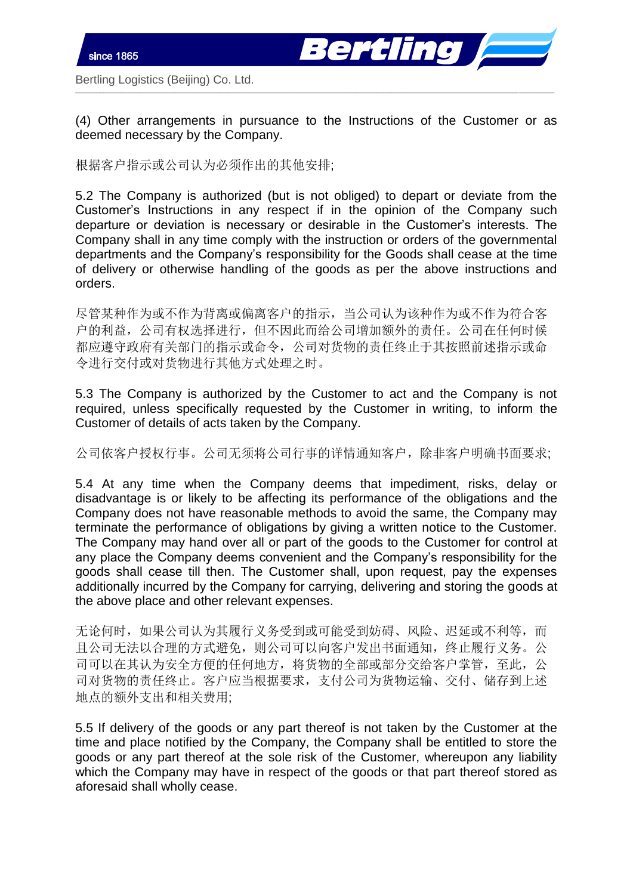(4) Other arrangements in pursuance to the Instructions of the Customer or as deemed necessary by the Company.

根据客户指示或公司认为必须作出的其他安排;

5.2 The Company is authorized (but is not obliged) to depart or deviate from the Customer's Instructions in any respect if in the opinion of the Company such departure or deviation is necessary or desirable in the Customer's interests. The Company shall in any time comply with the instruction or orders of the governmental departments and the Company's responsibility for the Goods shall cease at the time of delivery or otherwise handling of the goods as per the above instructions and orders.

尽管某种作为或不作为背离或偏离客户的指示，当公司认为该种作为或不作为符合客户的利益，公司有权选择进行，但不因此而给公司增加额外的责任。公司在任何时候都应遵守政府有关部门的指示或命令，公司对货物的责任终止于其按照前述指示或命令进行交付或对货物进行其他方式处理之时。

5.3 The Company is authorized by the Customer to act and the Company is not required, unless specifically requested by the Customer in writing, to inform the Customer of details of acts taken by the Company.

公司依客户授权行事。公司无须将公司行事的详情通知客户，除非客户明确书面要求;

5.4 At any time when the Company deems that impediment, risks, delay or disadvantage is or likely to be affecting its performance of the obligations and the Company does not have reasonable methods to avoid the same, the Company may terminate the performance of obligations by giving a written notice to the Customer. The Company may hand over all or part of the goods to the Customer for control at any place the Company deems convenient and the Company's responsibility for the goods shall cease till then. The Customer shall, upon request, pay the expenses additionally incurred by the Company for carrying, delivering and storing the goods at the above place and other relevant expenses.

无论何时，如果公司认为其履行义务受到或可能受到妨碍、风险、迟延或不利等，而且公司无法以合理的方式避免，则公司可以向客户发出书面通知，终止履行义务。公司可以在其认为安全方便的任何地方，将货物的全部或部分交给客户掌管，至此，公司对货物的责任终止。客户应当根据要求，支付公司为货物运输、交付、储存到上述地点的额外支出和相关费用;

5.5 If delivery of the goods or any part thereof is not taken by the Customer at the time and place notified by the Company, the Company shall be entitled to store the goods or any part thereof at the sole risk of the Customer, whereupon any liability which the Company may have in respect of the goods or that part thereof stored as aforesaid shall wholly cease.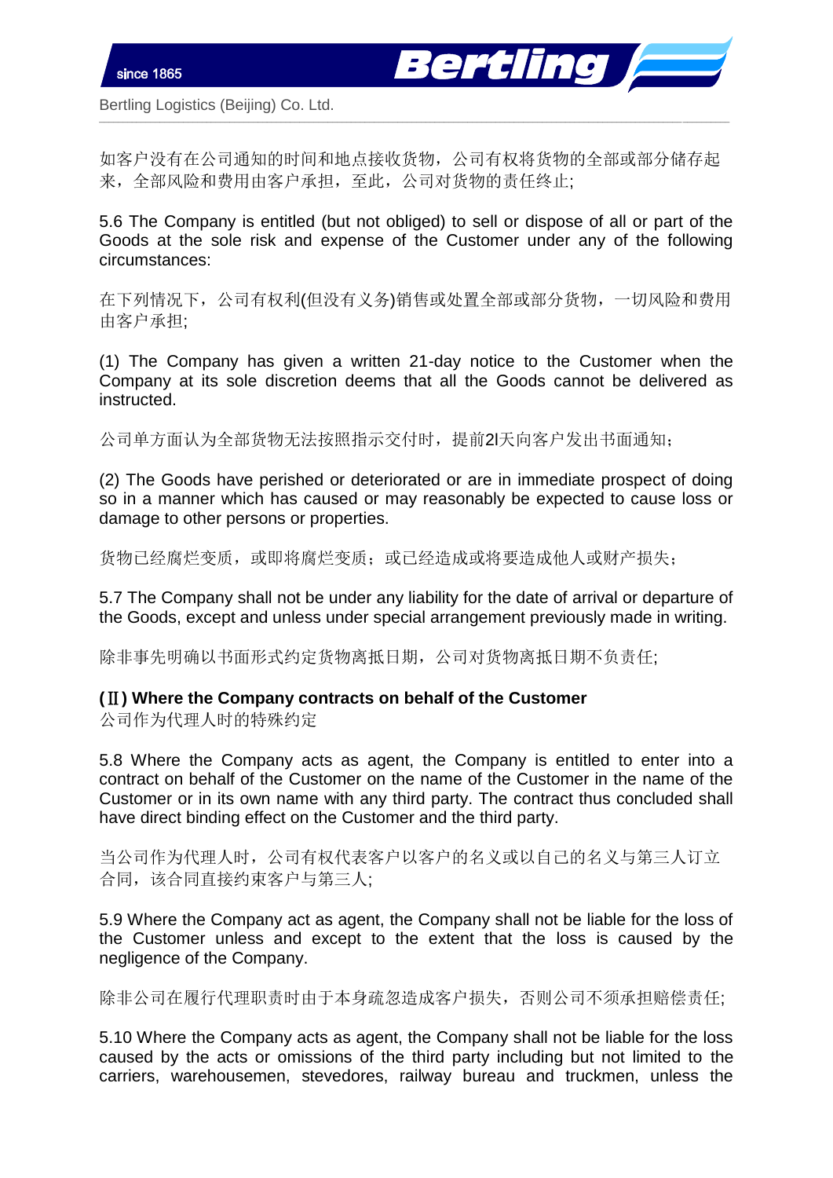如客户没有在公司通知的时间和地点接收货物，公司有权将货物的全部或部分储存起来，全部风险和费用由客户承担，至此，公司对货物的责任终止;

5.6 The Company is entitled (but not obliged) to sell or dispose of all or part of the Goods at the sole risk and expense of the Customer under any of the following circumstances:

在下列情况下，公司有权利(但没有义务)销售或处置全部或部分货物，一切风险和费用由客户承担;

(1) The Company has given a written 21-day notice to the Customer when the Company at its sole discretion deems that all the Goods cannot be delivered as instructed.

公司单方面认为全部货物无法按照指示交付时，提前2l天向客户发出书面通知；

(2) The Goods have perished or deteriorated or are in immediate prospect of doing so in a manner which has caused or may reasonably be expected to cause loss or damage to other persons or properties.

货物已经腐烂变质，或即将腐烂变质；或已经造成或将要造成他人或财产损失；

5.7 The Company shall not be under any liability for the date of arrival or departure of the Goods, except and unless under special arrangement previously made in writing.

除非事先明确以书面形式约定货物离抵日期，公司对货物离抵日期不负责任;

**(Ⅱ) Where the Company contracts on behalf of the Customer**
公司作为代理人时的特殊约定

5.8 Where the Company acts as agent, the Company is entitled to enter into a contract on behalf of the Customer on the name of the Customer in the name of the Customer or in its own name with any third party. The contract thus concluded shall have direct binding effect on the Customer and the third party.

当公司作为代理人时，公司有权代表客户以客户的名义或以自己的名义与第三人订立合同，该合同直接约束客户与第三人;

5.9 Where the Company act as agent, the Company shall not be liable for the loss of the Customer unless and except to the extent that the loss is caused by the negligence of the Company.

除非公司在履行代理职责时由于本身疏忽造成客户损失，否则公司不须承担赔偿责任;

5.10 Where the Company acts as agent, the Company shall not be liable for the loss caused by the acts or omissions of the third party including but not limited to the carriers, warehousemen, stevedores, railway bureau and truckmen, unless the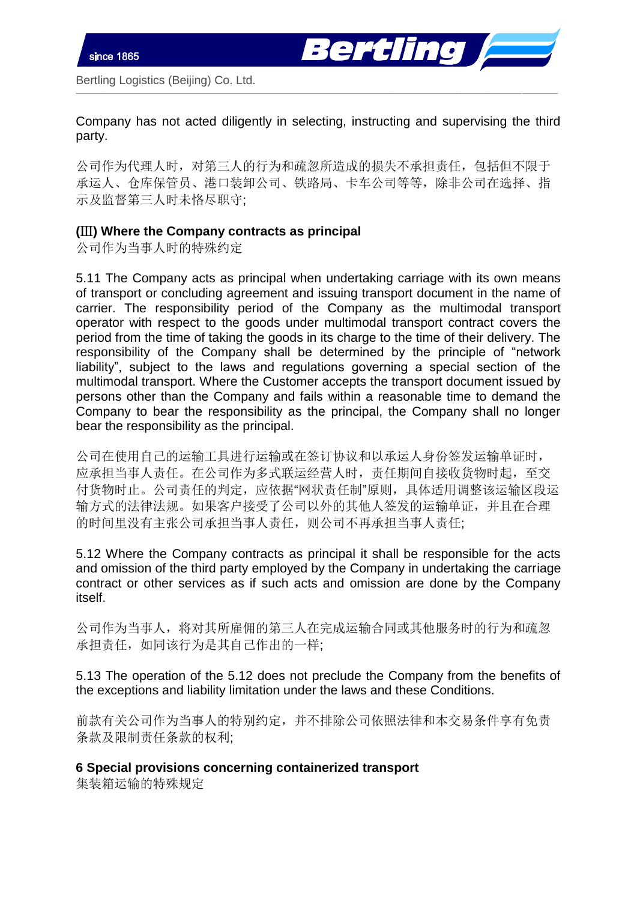Company has not acted diligently in selecting, instructing and supervising the third party.

公司作为代理人时，对第三人的行为和疏忽所造成的损失不承担责任，包括但不限于承运人、仓库保管员、港口装卸公司、铁路局、卡车公司等等，除非公司在选择、指示及监督第三人时未恪尽职守;

**(Ⅲ) Where the Company contracts as principal**

公司作为当事人时的特殊约定

5.11 The Company acts as principal when undertaking carriage with its own means of transport or concluding agreement and issuing transport document in the name of carrier. The responsibility period of the Company as the multimodal transport operator with respect to the goods under multimodal transport contract covers the period from the time of taking the goods in its charge to the time of their delivery. The responsibility of the Company shall be determined by the principle of "network liability", subject to the laws and regulations governing a special section of the multimodal transport. Where the Customer accepts the transport document issued by persons other than the Company and fails within a reasonable time to demand the Company to bear the responsibility as the principal, the Company shall no longer bear the responsibility as the principal.

公司在使用自己的运输工具进行运输或在签订协议和以承运人身份签发运输单证时，应承担当事人责任。在公司作为多式联运经营人时，责任期间自接收货物时起，至交付货物时止。公司责任的判定，应依据"网状责任制"原则，具体适用调整该运输区段运输方式的法律法规。如果客户接受了公司以外的其他人签发的运输单证，并且在合理的时间里没有主张公司承担当事人责任，则公司不再承担当事人责任;

5.12 Where the Company contracts as principal it shall be responsible for the acts and omission of the third party employed by the Company in undertaking the carriage contract or other services as if such acts and omission are done by the Company itself.

公司作为当事人，将对其所雇佣的第三人在完成运输合同或其他服务时的行为和疏忽承担责任，如同该行为是其自己作出的一样;

5.13 The operation of the 5.12 does not preclude the Company from the benefits of the exceptions and liability limitation under the laws and these Conditions.

前款有关公司作为当事人的特别约定，并不排除公司依照法律和本交易条件享有免责条款及限制责任条款的权利;

**6 Special provisions concerning containerized transport**

集装箱运输的特殊规定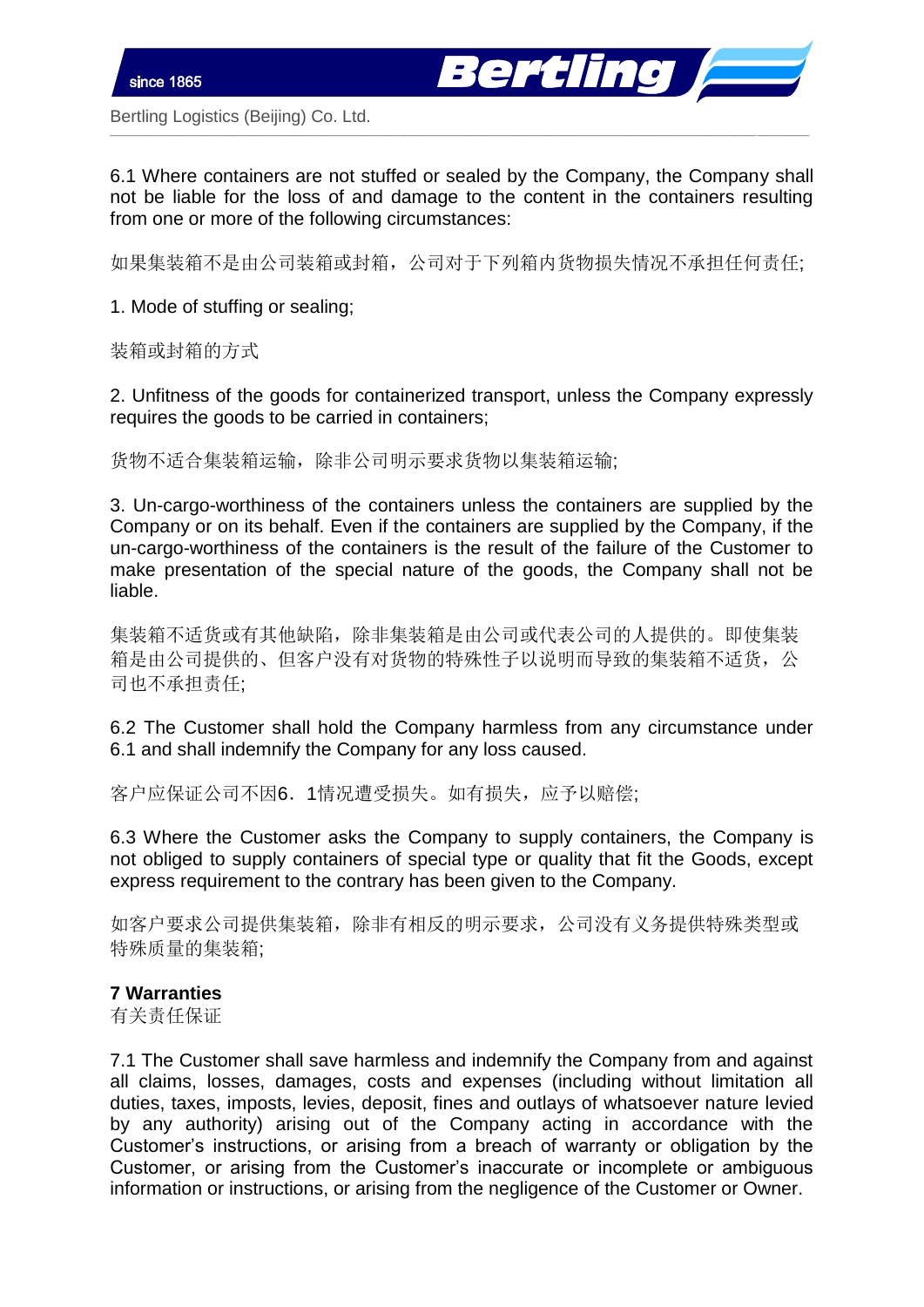6.1 Where containers are not stuffed or sealed by the Company, the Company shall not be liable for the loss of and damage to the content in the containers resulting from one or more of the following circumstances:

如果集装箱不是由公司装箱或封箱，公司对于下列箱内货物损失情况不承担任何责任;

1. Mode of stuffing or sealing;

装箱或封箱的方式

2. Unfitness of the goods for containerized transport, unless the Company expressly requires the goods to be carried in containers;

货物不适合集装箱运输，除非公司明示要求货物以集装箱运输;

3. Un-cargo-worthiness of the containers unless the containers are supplied by the Company or on its behalf. Even if the containers are supplied by the Company, if the un-cargo-worthiness of the containers is the result of the failure of the Customer to make presentation of the special nature of the goods, the Company shall not be liable.

集装箱不适货或有其他缺陷，除非集装箱是由公司或代表公司的人提供的。即使集装箱是由公司提供的、但客户没有对货物的特殊性予以说明而导致的集装箱不适货，公司也不承担责任;

6.2 The Customer shall hold the Company harmless from any circumstance under 6.1 and shall indemnify the Company for any loss caused.

客户应保证公司不因6．1情况遭受损失。如有损失，应予以赔偿;

6.3 Where the Customer asks the Company to supply containers, the Company is not obliged to supply containers of special type or quality that fit the Goods, except express requirement to the contrary has been given to the Company.

如客户要求公司提供集装箱，除非有相反的明示要求，公司没有义务提供特殊类型或特殊质量的集装箱;

**7 Warranties**
有关责任保证

7.1 The Customer shall save harmless and indemnify the Company from and against all claims, losses, damages, costs and expenses (including without limitation all duties, taxes, imposts, levies, deposit, fines and outlays of whatsoever nature levied by any authority) arising out of the Company acting in accordance with the Customer's instructions, or arising from a breach of warranty or obligation by the Customer, or arising from the Customer's inaccurate or incomplete or ambiguous information or instructions, or arising from the negligence of the Customer or Owner.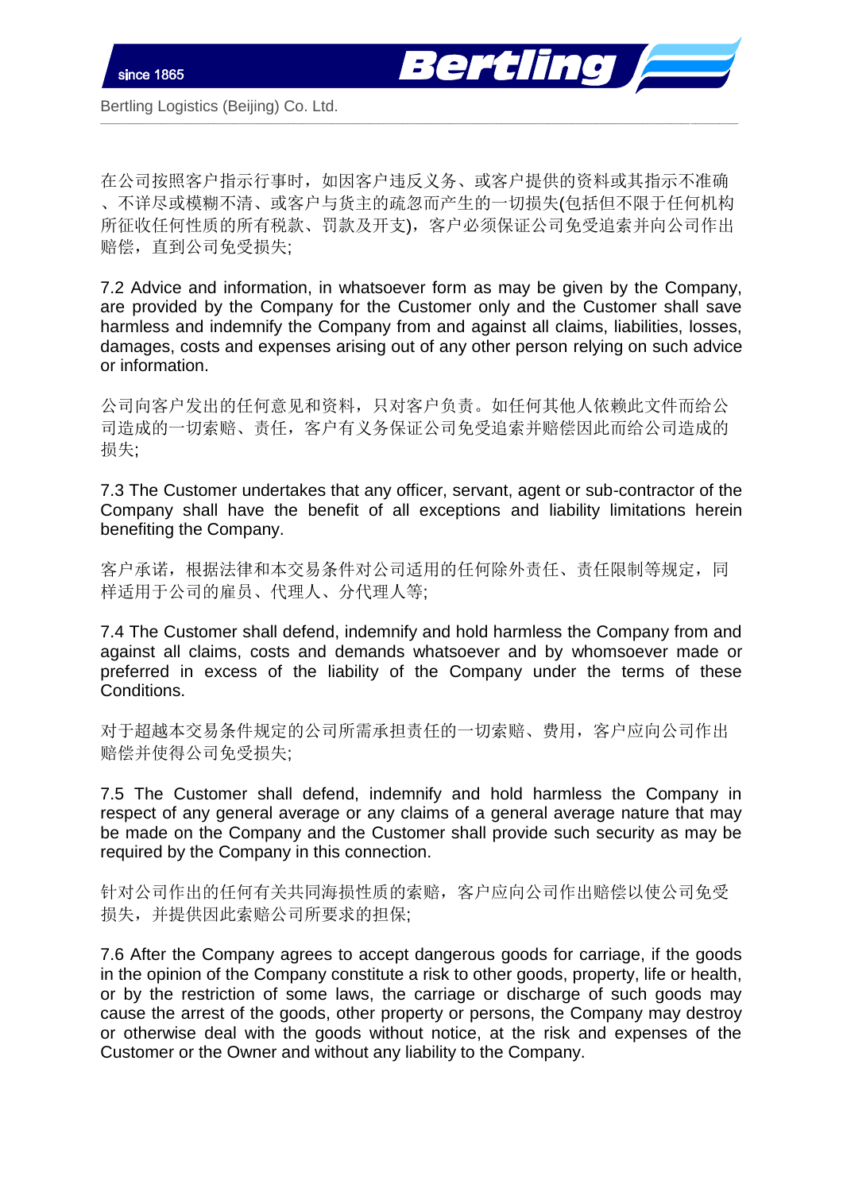在公司按照客户指示行事时，如因客户违反义务、或客户提供的资料或其指示不准确、不详尽或模糊不清、或客户与货主的疏忽而产生的一切损失(包括但不限于任何机构所征收任何性质的所有税款、罚款及开支)，客户必须保证公司免受追索并向公司作出赔偿，直到公司免受损失;

7.2 Advice and information, in whatsoever form as may be given by the Company, are provided by the Company for the Customer only and the Customer shall save harmless and indemnify the Company from and against all claims, liabilities, losses, damages, costs and expenses arising out of any other person relying on such advice or information.

公司向客户发出的任何意见和资料，只对客户负责。如任何其他人依赖此文件而给公司造成的一切索赔、责任，客户有义务保证公司免受追索并赔偿因此而给公司造成的损失;

7.3 The Customer undertakes that any officer, servant, agent or sub-contractor of the Company shall have the benefit of all exceptions and liability limitations herein benefiting the Company.

客户承诺，根据法律和本交易条件对公司适用的任何除外责任、责任限制等规定，同样适用于公司的雇员、代理人、分代理人等;

7.4 The Customer shall defend, indemnify and hold harmless the Company from and against all claims, costs and demands whatsoever and by whomsoever made or preferred in excess of the liability of the Company under the terms of these Conditions.

对于超越本交易条件规定的公司所需承担责任的一切索赔、费用，客户应向公司作出赔偿并使得公司免受损失;

7.5 The Customer shall defend, indemnify and hold harmless the Company in respect of any general average or any claims of a general average nature that may be made on the Company and the Customer shall provide such security as may be required by the Company in this connection.

针对公司作出的任何有关共同海损性质的索赔，客户应向公司作出赔偿以使公司免受损失，并提供因此索赔公司所要求的担保;

7.6 After the Company agrees to accept dangerous goods for carriage, if the goods in the opinion of the Company constitute a risk to other goods, property, life or health, or by the restriction of some laws, the carriage or discharge of such goods may cause the arrest of the goods, other property or persons, the Company may destroy or otherwise deal with the goods without notice, at the risk and expenses of the Customer or the Owner and without any liability to the Company.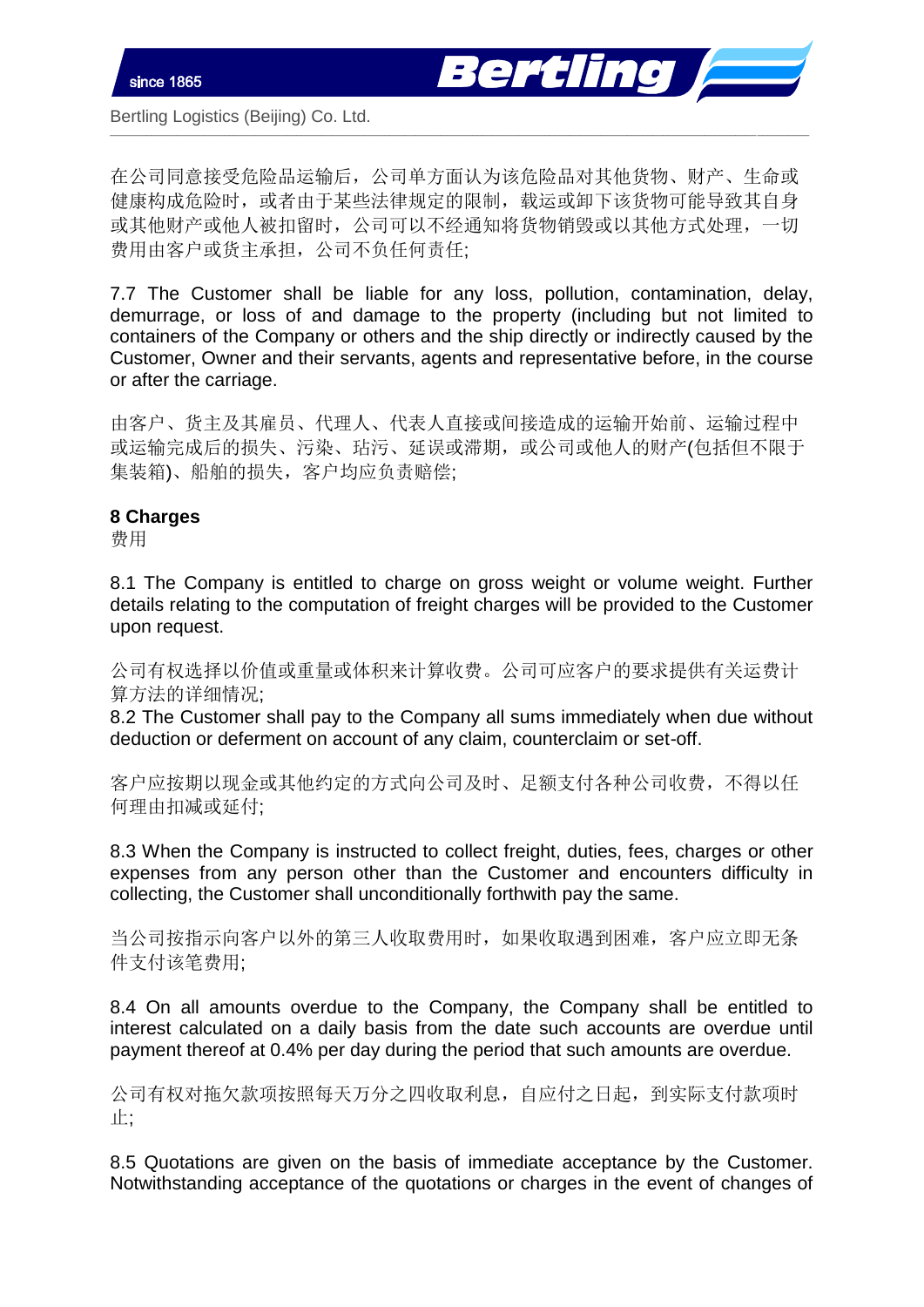在公司同意接受危险品运输后，公司单方面认为该危险品对其他货物、财产、生命或健康构成危险时，或者由于某些法律规定的限制，载运或卸下该货物可能导致其自身或其他财产或他人被扣留时，公司可以不经通知将货物销毁或以其他方式处理，一切费用由客户或货主承担，公司不负任何责任;

7.7 The Customer shall be liable for any loss, pollution, contamination, delay, demurrage, or loss of and damage to the property (including but not limited to containers of the Company or others and the ship directly or indirectly caused by the Customer, Owner and their servants, agents and representative before, in the course or after the carriage.

由客户、货主及其雇员、代理人、代表人直接或间接造成的运输开始前、运输过程中或运输完成后的损失、污染、玷污、延误或滞期，或公司或他人的财产(包括但不限于集装箱)、船舶的损失，客户均应负责赔偿;

**8 Charges**
费用

8.1 The Company is entitled to charge on gross weight or volume weight. Further details relating to the computation of freight charges will be provided to the Customer upon request.

公司有权选择以价值或重量或体积来计算收费。公司可应客户的要求提供有关运费计算方法的详细情况;

8.2 The Customer shall pay to the Company all sums immediately when due without deduction or deferment on account of any claim, counterclaim or set-off.

客户应按期以现金或其他约定的方式向公司及时、足额支付各种公司收费，不得以任何理由扣减或延付;

8.3 When the Company is instructed to collect freight, duties, fees, charges or other expenses from any person other than the Customer and encounters difficulty in collecting, the Customer shall unconditionally forthwith pay the same.

当公司按指示向客户以外的第三人收取费用时，如果收取遇到困难，客户应立即无条件支付该笔费用;

8.4 On all amounts overdue to the Company, the Company shall be entitled to interest calculated on a daily basis from the date such accounts are overdue until payment thereof at 0.4% per day during the period that such amounts are overdue.

公司有权对拖欠款项按照每天万分之四收取利息，自应付之日起，到实际支付款项时止;

8.5 Quotations are given on the basis of immediate acceptance by the Customer. Notwithstanding acceptance of the quotations or charges in the event of changes of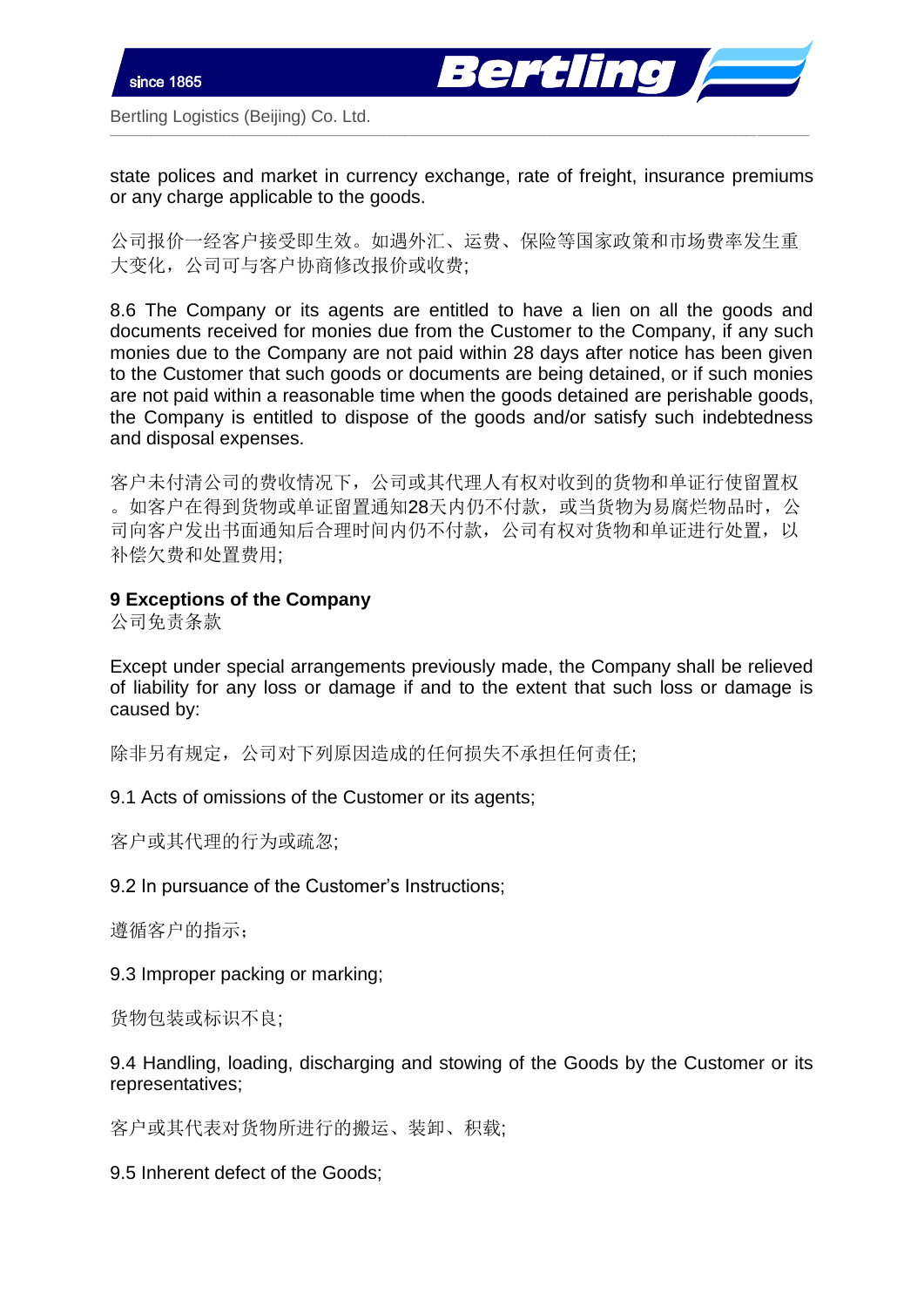state polices and market in currency exchange, rate of freight, insurance premiums or any charge applicable to the goods.

公司报价一经客户接受即生效。如遇外汇、运费、保险等国家政策和市场费率发生重大变化，公司可与客户协商修改报价或收费;

8.6 The Company or its agents are entitled to have a lien on all the goods and documents received for monies due from the Customer to the Company, if any such monies due to the Company are not paid within 28 days after notice has been given to the Customer that such goods or documents are being detained, or if such monies are not paid within a reasonable time when the goods detained are perishable goods, the Company is entitled to dispose of the goods and/or satisfy such indebtedness and disposal expenses.

客户未付清公司的费收情况下，公司或其代理人有权对收到的货物和单证行使留置权。如客户在得到货物或单证留置通知28天内仍不付款，或当货物为易腐烂物品时，公司向客户发出书面通知后合理时间内仍不付款，公司有权对货物和单证进行处置，以补偿欠费和处置费用;

**9 Exceptions of the Company**
公司免责条款

Except under special arrangements previously made, the Company shall be relieved of liability for any loss or damage if and to the extent that such loss or damage is caused by:

除非另有规定，公司对下列原因造成的任何损失不承担任何责任;

9.1 Acts of omissions of the Customer or its agents;

客户或其代理的行为或疏忽;

9.2 In pursuance of the Customer's Instructions;

遵循客户的指示;

9.3 Improper packing or marking;

货物包装或标识不良;

9.4 Handling, loading, discharging and stowing of the Goods by the Customer or its representatives;

客户或其代表对货物所进行的搬运、装卸、积载;

9.5 Inherent defect of the Goods;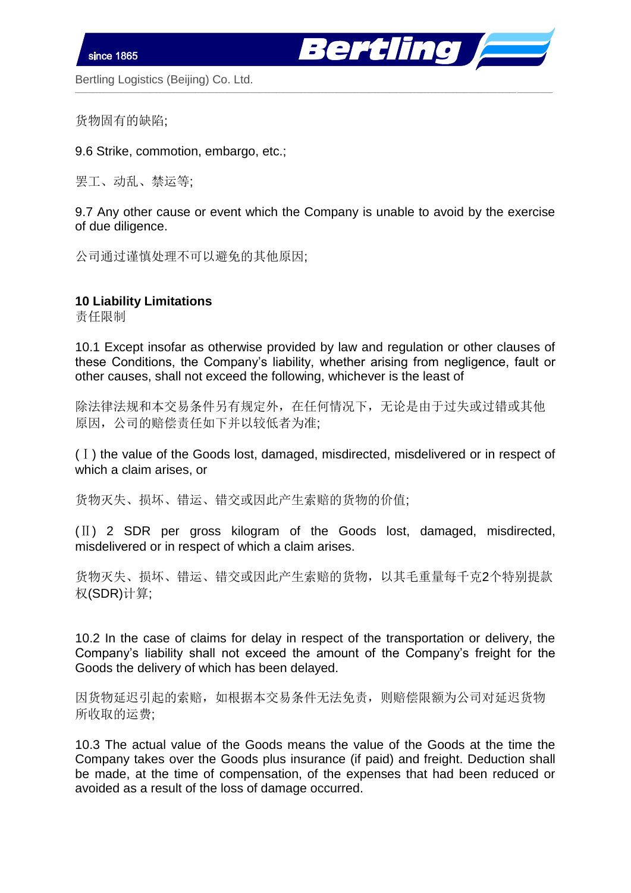货物固有的缺陷;

9.6 Strike, commotion, embargo, etc.;

罢工、动乱、禁运等;

9.7 Any other cause or event which the Company is unable to avoid by the exercise of due diligence.

公司通过谨慎处理不可以避免的其他原因;

## 10 Liability Limitations

责任限制

10.1 Except insofar as otherwise provided by law and regulation or other clauses of these Conditions, the Company's liability, whether arising from negligence, fault or other causes, shall not exceed the following, whichever is the least of

除法律法规和本交易条件另有规定外，在任何情况下，无论是由于过失或过错或其他原因，公司的赔偿责任如下并以较低者为准;

(Ⅰ) the value of the Goods lost, damaged, misdirected, misdelivered or in respect of which a claim arises, or

货物灭失、损坏、错运、错交或因此产生索赔的货物的价值;

(Ⅱ) 2 SDR per gross kilogram of the Goods lost, damaged, misdirected, misdelivered or in respect of which a claim arises.

货物灭失、损坏、错运、错交或因此产生索赔的货物，以其毛重量每千克2个特别提款权(SDR)计算;

10.2 In the case of claims for delay in respect of the transportation or delivery, the Company's liability shall not exceed the amount of the Company's freight for the Goods the delivery of which has been delayed.

因货物延迟引起的索赔，如根据本交易条件无法免责，则赔偿限额为公司对延迟货物所收取的运费;

10.3 The actual value of the Goods means the value of the Goods at the time the Company takes over the Goods plus insurance (if paid) and freight. Deduction shall be made, at the time of compensation, of the expenses that had been reduced or avoided as a result of the loss of damage occurred.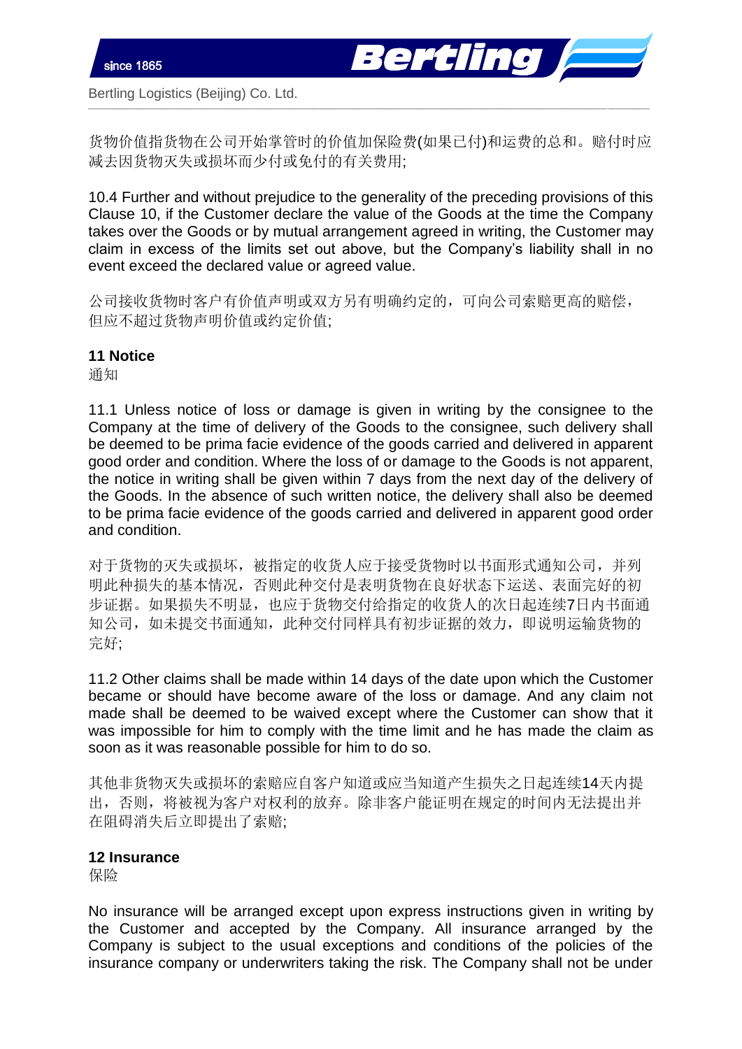货物价值指货物在公司开始掌管时的价值加保险费(如果已付)和运费的总和。赔付时应减去因货物灭失或损坏而少付或免付的有关费用;

10.4 Further and without prejudice to the generality of the preceding provisions of this Clause 10, if the Customer declare the value of the Goods at the time the Company takes over the Goods or by mutual arrangement agreed in writing, the Customer may claim in excess of the limits set out above, but the Company's liability shall in no event exceed the declared value or agreed value.

公司接收货物时客户有价值声明或双方另有明确约定的，可向公司索赔更高的赔偿，但应不超过货物声明价值或约定价值;

**11 Notice**
通知

11.1 Unless notice of loss or damage is given in writing by the consignee to the Company at the time of delivery of the Goods to the consignee, such delivery shall be deemed to be prima facie evidence of the goods carried and delivered in apparent good order and condition. Where the loss of or damage to the Goods is not apparent, the notice in writing shall be given within 7 days from the next day of the delivery of the Goods. In the absence of such written notice, the delivery shall also be deemed to be prima facie evidence of the goods carried and delivered in apparent good order and condition.

对于货物的灭失或损坏，被指定的收货人应于接受货物时以书面形式通知公司，并列明此种损失的基本情况，否则此种交付是表明货物在良好状态下运送、表面完好的初步证据。如果损失不明显，也应于货物交付给指定的收货人的次日起连续7日内书面通知公司，如未提交书面通知，此种交付同样具有初步证据的效力，即说明运输货物的完好;

11.2 Other claims shall be made within 14 days of the date upon which the Customer became or should have become aware of the loss or damage. And any claim not made shall be deemed to be waived except where the Customer can show that it was impossible for him to comply with the time limit and he has made the claim as soon as it was reasonable possible for him to do so.

其他非货物灭失或损坏的索赔应自客户知道或应当知道产生损失之日起连续14天内提出，否则，将被视为客户对权利的放弃。除非客户能证明在规定的时间内无法提出并在阻碍消失后立即提出了索赔;

**12 Insurance**
保险

No insurance will be arranged except upon express instructions given in writing by the Customer and accepted by the Company. All insurance arranged by the Company is subject to the usual exceptions and conditions of the policies of the insurance company or underwriters taking the risk. The Company shall not be under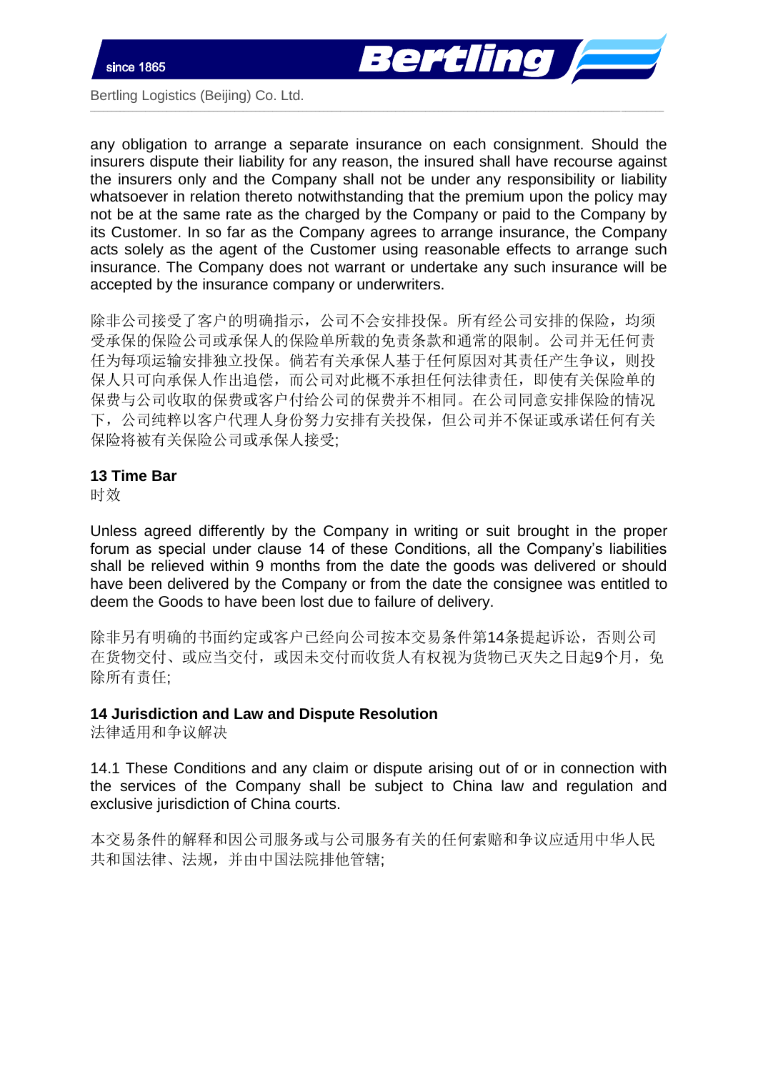any obligation to arrange a separate insurance on each consignment. Should the insurers dispute their liability for any reason, the insured shall have recourse against the insurers only and the Company shall not be under any responsibility or liability whatsoever in relation thereto notwithstanding that the premium upon the policy may not be at the same rate as the charged by the Company or paid to the Company by its Customer. In so far as the Company agrees to arrange insurance, the Company acts solely as the agent of the Customer using reasonable effects to arrange such insurance. The Company does not warrant or undertake any such insurance will be accepted by the insurance company or underwriters.

除非公司接受了客户的明确指示，公司不会安排投保。所有经公司安排的保险，均须受承保的保险公司或承保人的保险单所载的免责条款和通常的限制。公司并无任何责任为每项运输安排独立投保。倘若有关承保人基于任何原因对其责任产生争议，则投保人只可向承保人作出追偿，而公司对此概不承担任何法律责任，即使有关保险单的保费与公司收取的保费或客户付给公司的保费并不相同。在公司同意安排保险的情况下，公司纯粹以客户代理人身份努力安排有关投保，但公司并不保证或承诺任何有关保险将被有关保险公司或承保人接受;

**13 Time Bar**
时效

Unless agreed differently by the Company in writing or suit brought in the proper forum as special under clause 14 of these Conditions, all the Company's liabilities shall be relieved within 9 months from the date the goods was delivered or should have been delivered by the Company or from the date the consignee was entitled to deem the Goods to have been lost due to failure of delivery.

除非另有明确的书面约定或客户已经向公司按本交易条件第14条提起诉讼，否则公司在货物交付、或应当交付，或因未交付而收货人有权视为货物已灭失之日起9个月，免除所有责任;

**14 Jurisdiction and Law and Dispute Resolution**
法律适用和争议解决

14.1 These Conditions and any claim or dispute arising out of or in connection with the services of the Company shall be subject to China law and regulation and exclusive jurisdiction of China courts.

本交易条件的解释和因公司服务或与公司服务有关的任何索赔和争议应适用中华人民共和国法律、法规，并由中国法院排他管辖;